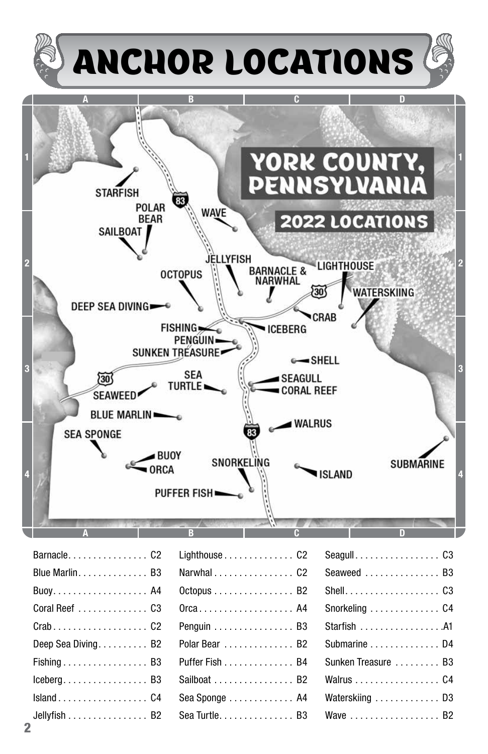# ANCHOR LOCATIONS

## YORK COUNTY, PENNSYLVANIA

## 2022 LOCATIONS

| Location | Grid | Location | Grid | Location | Grid |
|---|---|---|---|---|---|
| Barnacle | C2 | Lighthouse | C2 | Seagull | C3 |
| Blue Marlin | B3 | Narwhal | C2 | Seaweed | B3 |
| Buoy | A4 | Octopus | B2 | Shell | C3 |
| Coral Reef | C3 | Orca | A4 | Snorkeling | C4 |
| Crab | C2 | Penguin | B3 | Starfish | A1 |
| Deep Sea Diving | B2 | Polar Bear | B2 | Submarine | D4 |
| Fishing | B3 | Puffer Fish | B4 | Sunken Treasure | B3 |
| Iceberg | B3 | Sailboat | B2 | Walrus | C4 |
| Island | C4 | Sea Sponge | A4 | Waterskiing | D3 |
| Jellyfish | B2 | Sea Turtle | B3 | Wave | B2 |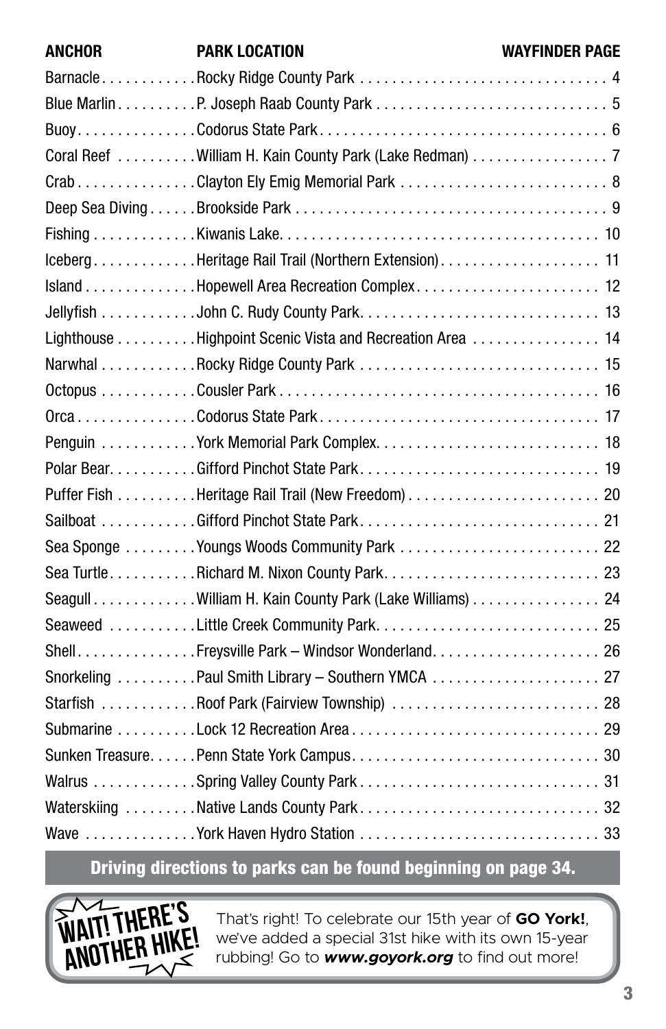| ANCHOR | PARK LOCATION | WAYFINDER PAGE |
| --- | --- | --- |
| Barnacle | Rocky Ridge County Park | 4 |
| Blue Marlin | P. Joseph Raab County Park | 5 |
| Buoy | Codorus State Park | 6 |
| Coral Reef | William H. Kain County Park (Lake Redman) | 7 |
| Crab | Clayton Ely Emig Memorial Park | 8 |
| Deep Sea Diving | Brookside Park | 9 |
| Fishing | Kiwanis Lake | 10 |
| Iceberg | Heritage Rail Trail (Northern Extension) | 11 |
| Island | Hopewell Area Recreation Complex | 12 |
| Jellyfish | John C. Rudy County Park | 13 |
| Lighthouse | Highpoint Scenic Vista and Recreation Area | 14 |
| Narwhal | Rocky Ridge County Park | 15 |
| Octopus | Cousler Park | 16 |
| Orca | Codorus State Park | 17 |
| Penguin | York Memorial Park Complex | 18 |
| Polar Bear | Gifford Pinchot State Park | 19 |
| Puffer Fish | Heritage Rail Trail (New Freedom) | 20 |
| Sailboat | Gifford Pinchot State Park | 21 |
| Sea Sponge | Youngs Woods Community Park | 22 |
| Sea Turtle | Richard M. Nixon County Park | 23 |
| Seagull | William H. Kain County Park (Lake Williams) | 24 |
| Seaweed | Little Creek Community Park | 25 |
| Shell | Freysville Park – Windsor Wonderland | 26 |
| Snorkeling | Paul Smith Library – Southern YMCA | 27 |
| Starfish | Roof Park (Fairview Township) | 28 |
| Submarine | Lock 12 Recreation Area | 29 |
| Sunken Treasure | Penn State York Campus | 30 |
| Walrus | Spring Valley County Park | 31 |
| Waterskiing | Native Lands County Park | 32 |
| Wave | York Haven Hydro Station | 33 |

**Driving directions to parks can be found beginning on page 34.**

**WAIT! THERE'S ANOTHER HIKE!**

That's right! To celebrate our 15th year of **GO York!**, we've added a special 31st hike with its own 15-year rubbing! Go to ***www.goyork.org*** to find out more!